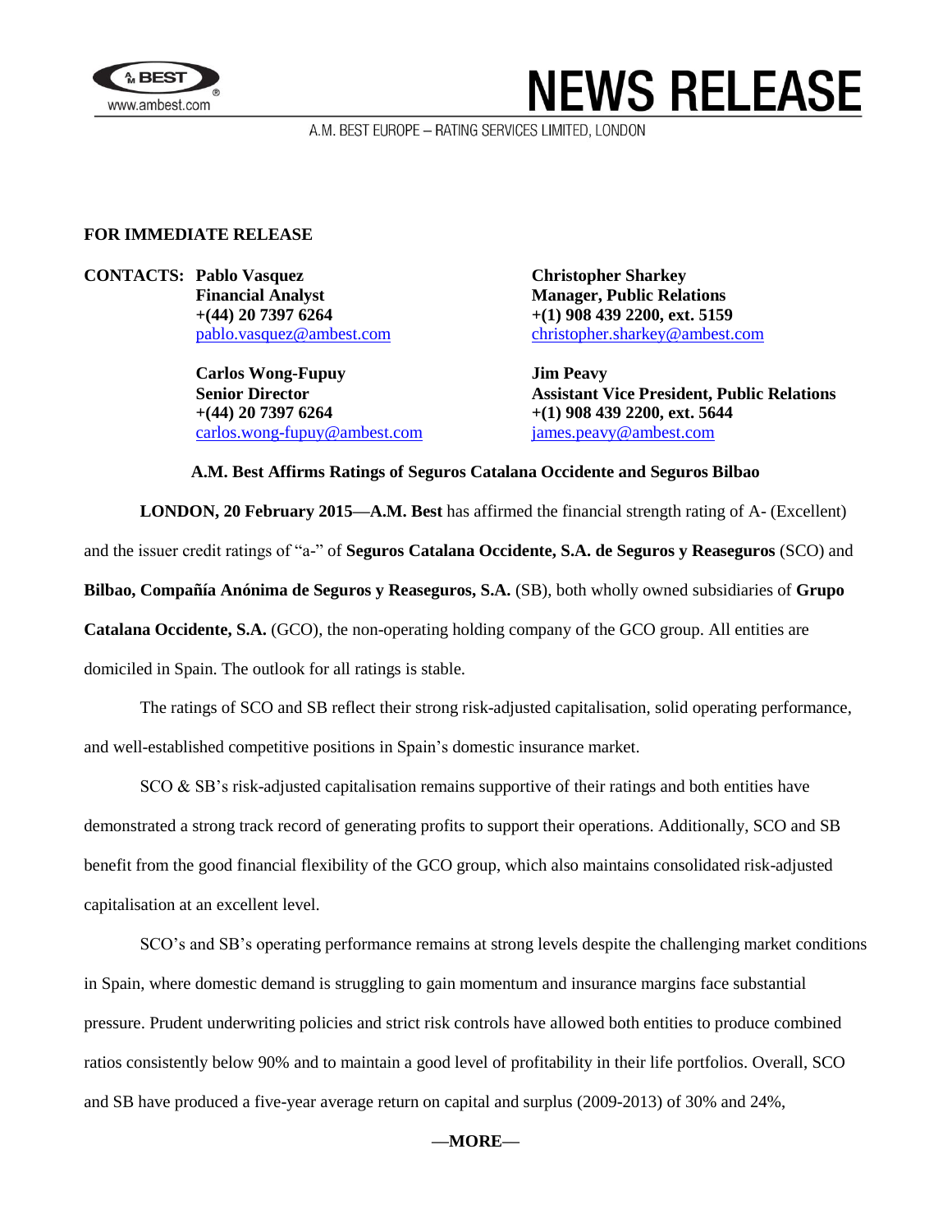# NEWS RELEASE

A.M. BEST EUROPE – RATING SERVICES LIMITED, LONDON

**FOR IMMEDIATE RELEASE**

**CONTACTS:**

**Pablo Vasquez**
**Financial Analyst**
**+(44) 20 7397 6264**
pablo.vasquez@ambest.com

**Carlos Wong-Fupuy**
**Senior Director**
**+(44) 20 7397 6264**
carlos.wong-fupuy@ambest.com

**Christopher Sharkey**
**Manager, Public Relations**
**+(1) 908 439 2200, ext. 5159**
christopher.sharkey@ambest.com

**Jim Peavy**
**Assistant Vice President, Public Relations**
**+(1) 908 439 2200, ext. 5644**
james.peavy@ambest.com

## A.M. Best Affirms Ratings of Seguros Catalana Occidente and Seguros Bilbao

**LONDON, 20 February 2015—A.M. Best** has affirmed the financial strength rating of A- (Excellent) and the issuer credit ratings of "a-" of **Seguros Catalana Occidente, S.A. de Seguros y Reaseguros** (SCO) and **Bilbao, Compañía Anónima de Seguros y Reaseguros, S.A.** (SB), both wholly owned subsidiaries of **Grupo Catalana Occidente, S.A.** (GCO), the non-operating holding company of the GCO group. All entities are domiciled in Spain. The outlook for all ratings is stable.

The ratings of SCO and SB reflect their strong risk-adjusted capitalisation, solid operating performance, and well-established competitive positions in Spain's domestic insurance market.

SCO & SB's risk-adjusted capitalisation remains supportive of their ratings and both entities have demonstrated a strong track record of generating profits to support their operations. Additionally, SCO and SB benefit from the good financial flexibility of the GCO group, which also maintains consolidated risk-adjusted capitalisation at an excellent level.

SCO's and SB's operating performance remains at strong levels despite the challenging market conditions in Spain, where domestic demand is struggling to gain momentum and insurance margins face substantial pressure. Prudent underwriting policies and strict risk controls have allowed both entities to produce combined ratios consistently below 90% and to maintain a good level of profitability in their life portfolios. Overall, SCO and SB have produced a five-year average return on capital and surplus (2009-2013) of 30% and 24%,

—MORE—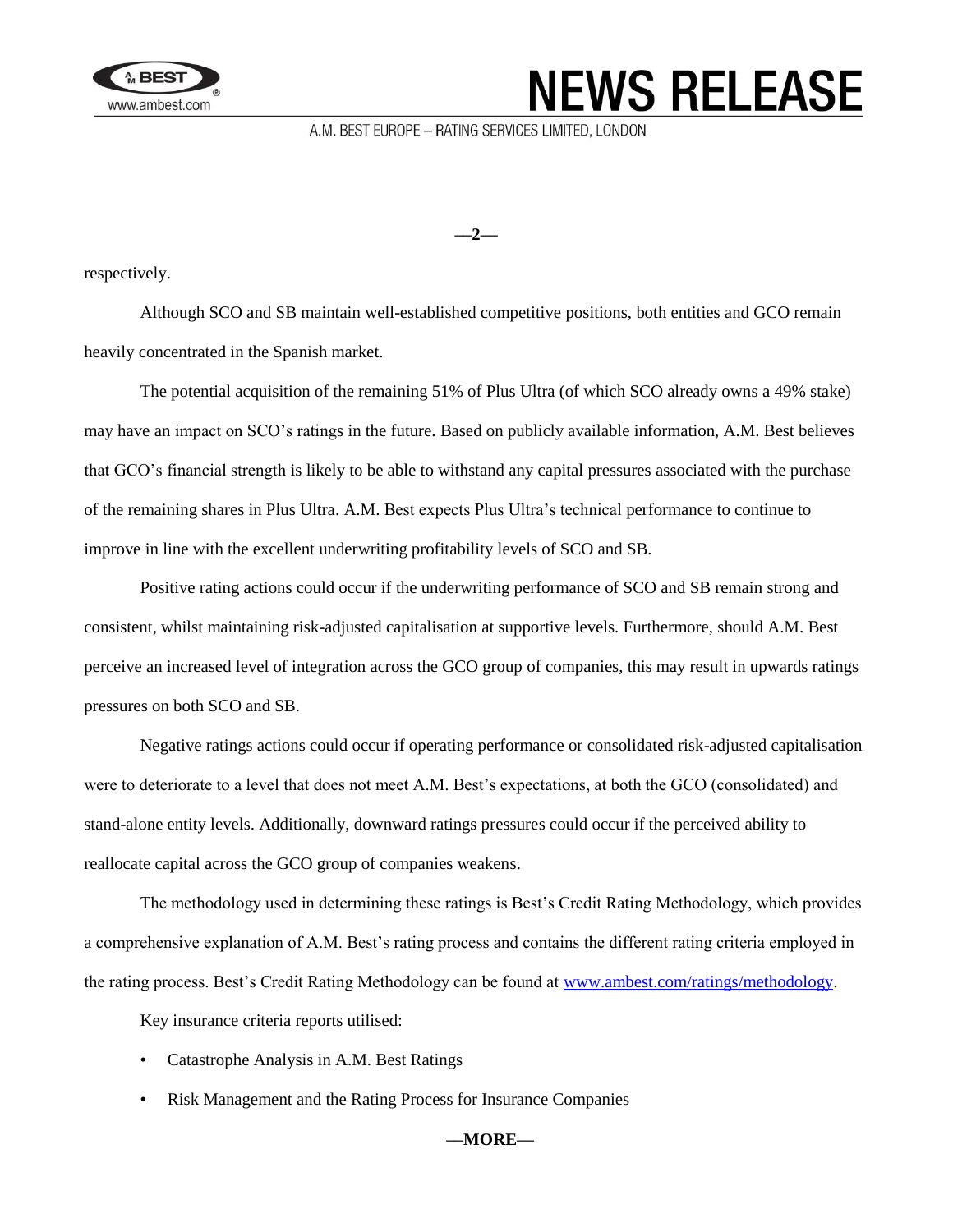respectively.

Although SCO and SB maintain well-established competitive positions, both entities and GCO remain heavily concentrated in the Spanish market.

The potential acquisition of the remaining 51% of Plus Ultra (of which SCO already owns a 49% stake) may have an impact on SCO's ratings in the future. Based on publicly available information, A.M. Best believes that GCO's financial strength is likely to be able to withstand any capital pressures associated with the purchase of the remaining shares in Plus Ultra. A.M. Best expects Plus Ultra's technical performance to continue to improve in line with the excellent underwriting profitability levels of SCO and SB.

Positive rating actions could occur if the underwriting performance of SCO and SB remain strong and consistent, whilst maintaining risk-adjusted capitalisation at supportive levels. Furthermore, should A.M. Best perceive an increased level of integration across the GCO group of companies, this may result in upwards ratings pressures on both SCO and SB.

Negative ratings actions could occur if operating performance or consolidated risk-adjusted capitalisation were to deteriorate to a level that does not meet A.M. Best's expectations, at both the GCO (consolidated) and stand-alone entity levels. Additionally, downward ratings pressures could occur if the perceived ability to reallocate capital across the GCO group of companies weakens.

The methodology used in determining these ratings is Best's Credit Rating Methodology, which provides a comprehensive explanation of A.M. Best's rating process and contains the different rating criteria employed in the rating process. Best's Credit Rating Methodology can be found at www.ambest.com/ratings/methodology.

Key insurance criteria reports utilised:

- Catastrophe Analysis in A.M. Best Ratings
- Risk Management and the Rating Process for Insurance Companies

**—MORE—**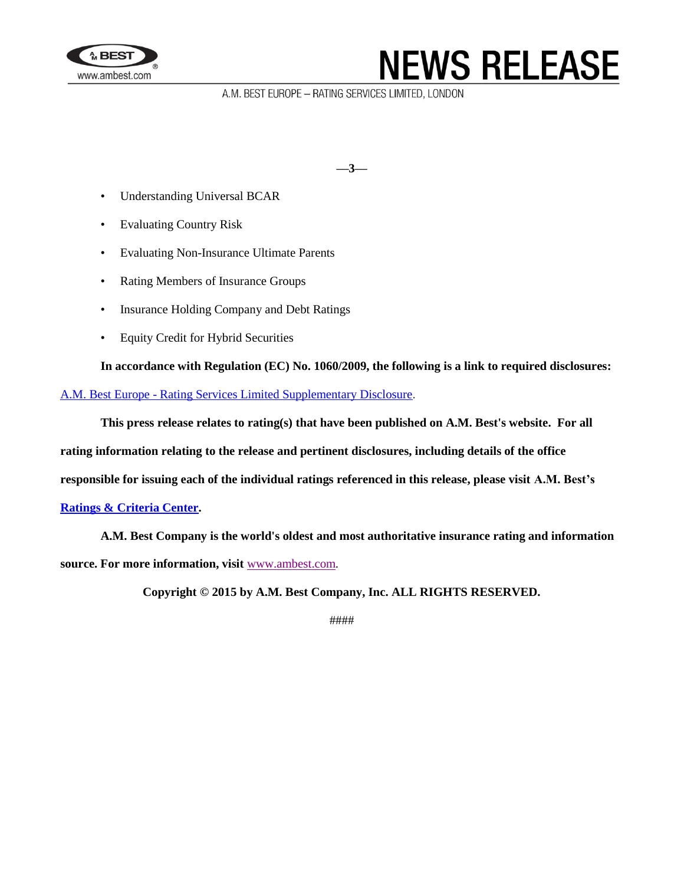- Understanding Universal BCAR
- Evaluating Country Risk
- Evaluating Non-Insurance Ultimate Parents
- Rating Members of Insurance Groups
- Insurance Holding Company and Debt Ratings
- Equity Credit for Hybrid Securities

**In accordance with Regulation (EC) No. 1060/2009, the following is a link to required disclosures:** A.M. Best Europe - Rating Services Limited Supplementary Disclosure.

**This press release relates to rating(s) that have been published on A.M. Best's website. For all rating information relating to the release and pertinent disclosures, including details of the office responsible for issuing each of the individual ratings referenced in this release, please visit A.M. Best's Ratings & Criteria Center.**

**A.M. Best Company is the world's oldest and most authoritative insurance rating and information source. For more information, visit** www.ambest.com.

**Copyright © 2015 by A.M. Best Company, Inc. ALL RIGHTS RESERVED.**

####